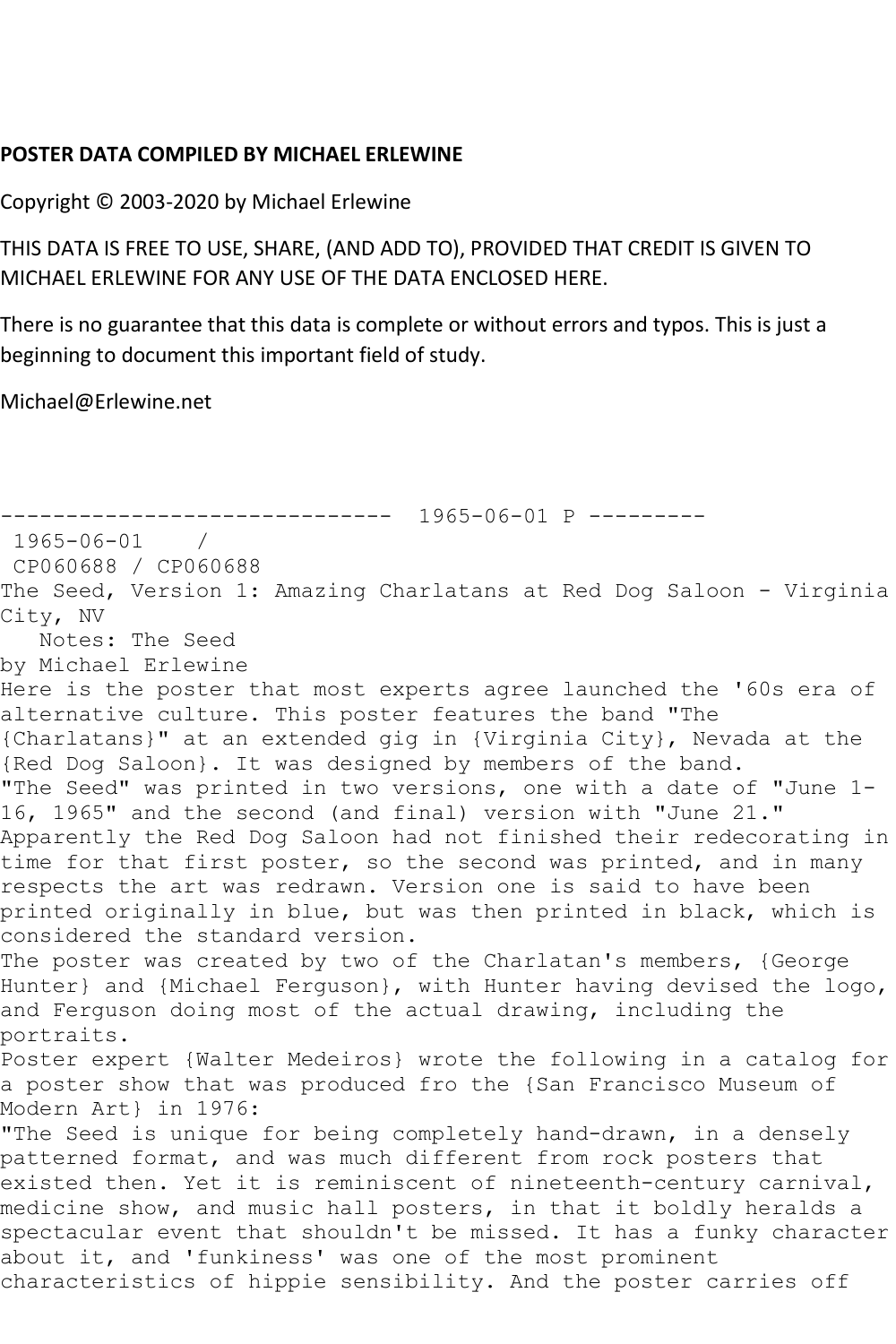**POSTER DATA COMPILED BY MICHAEL ERLEWINE**

Copyright © 2003-2020 by Michael Erlewine

THIS DATA IS FREE TO USE, SHARE, (AND ADD TO), PROVIDED THAT CREDIT IS GIVEN TO MICHAEL ERLEWINE FOR ANY USE OF THE DATA ENCLOSED HERE.

There is no guarantee that this data is complete or without errors and typos. This is just a beginning to document this important field of study.

Michael@Erlewine.net

```
------------------------------  1965-06-01 P ---------
 1965-06-01    /
 CP060688 / CP060688
The Seed, Version 1: Amazing Charlatans at Red Dog Saloon - Virginia City, NV
   Notes: The Seed
by Michael Erlewine
Here is the poster that most experts agree launched the '60s era of alternative culture. This poster features the band "The {Charlatans}" at an extended gig in {Virginia City}, Nevada at the {Red Dog Saloon}. It was designed by members of the band.
"The Seed" was printed in two versions, one with a date of "June 1-16, 1965" and the second (and final) version with "June 21." Apparently the Red Dog Saloon had not finished their redecorating in time for that first poster, so the second was printed, and in many respects the art was redrawn. Version one is said to have been printed originally in blue, but was then printed in black, which is considered the standard version.
The poster was created by two of the Charlatan's members, {George Hunter} and {Michael Ferguson}, with Hunter having devised the logo, and Ferguson doing most of the actual drawing, including the portraits.
Poster expert {Walter Medeiros} wrote the following in a catalog for a poster show that was produced fro the {San Francisco Museum of Modern Art} in 1976:
"The Seed is unique for being completely hand-drawn, in a densely patterned format, and was much different from rock posters that existed then. Yet it is reminiscent of nineteenth-century carnival, medicine show, and music hall posters, in that it boldly heralds a spectacular event that shouldn't be missed. It has a funky character about it, and 'funkiness' was one of the most prominent characteristics of hippie sensibility. And the poster carries off
```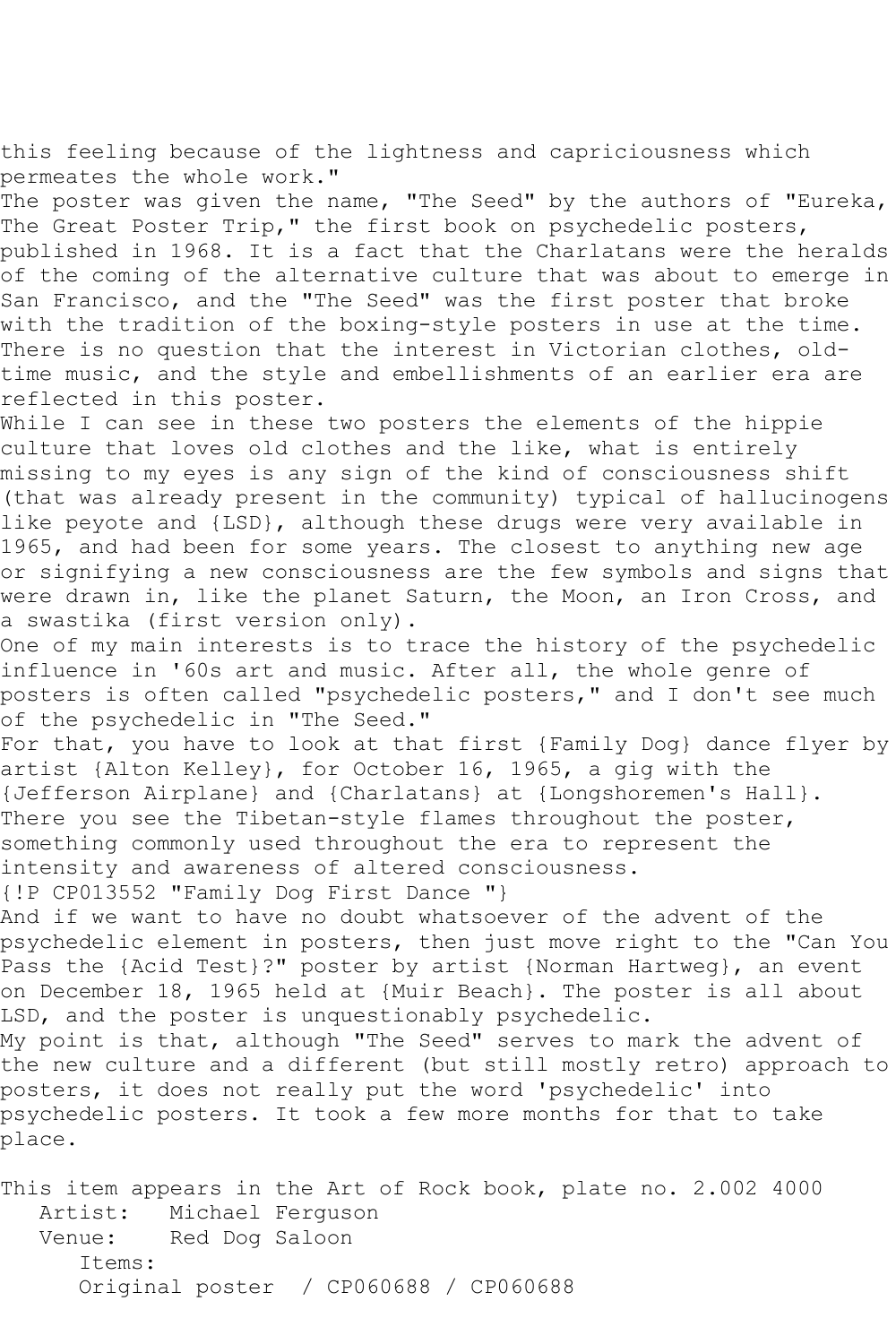this feeling because of the lightness and capriciousness which permeates the whole work."

The poster was given the name, "The Seed" by the authors of "Eureka, The Great Poster Trip," the first book on psychedelic posters, published in 1968. It is a fact that the Charlatans were the heralds of the coming of the alternative culture that was about to emerge in San Francisco, and the "The Seed" was the first poster that broke with the tradition of the boxing-style posters in use at the time. There is no question that the interest in Victorian clothes, old-time music, and the style and embellishments of an earlier era are reflected in this poster.

While I can see in these two posters the elements of the hippie culture that loves old clothes and the like, what is entirely missing to my eyes is any sign of the kind of consciousness shift (that was already present in the community) typical of hallucinogens like peyote and {LSD}, although these drugs were very available in 1965, and had been for some years. The closest to anything new age or signifying a new consciousness are the few symbols and signs that were drawn in, like the planet Saturn, the Moon, an Iron Cross, and a swastika (first version only).

One of my main interests is to trace the history of the psychedelic influence in '60s art and music. After all, the whole genre of posters is often called "psychedelic posters," and I don't see much of the psychedelic in "The Seed."

For that, you have to look at that first {Family Dog} dance flyer by artist {Alton Kelley}, for October 16, 1965, a gig with the {Jefferson Airplane} and {Charlatans} at {Longshoremen's Hall}. There you see the Tibetan-style flames throughout the poster, something commonly used throughout the era to represent the intensity and awareness of altered consciousness.

{!P CP013552 "Family Dog First Dance "}

And if we want to have no doubt whatsoever of the advent of the psychedelic element in posters, then just move right to the "Can You Pass the {Acid Test}?" poster by artist {Norman Hartweg}, an event on December 18, 1965 held at {Muir Beach}. The poster is all about LSD, and the poster is unquestionably psychedelic.

My point is that, although "The Seed" serves to mark the advent of the new culture and a different (but still mostly retro) approach to posters, it does not really put the word 'psychedelic' into psychedelic posters. It took a few more months for that to take place.

This item appears in the Art of Rock book, plate no. 2.002 4000

Artist: Michael Ferguson

Venue: Red Dog Saloon

Items:

Original poster / CP060688 / CP060688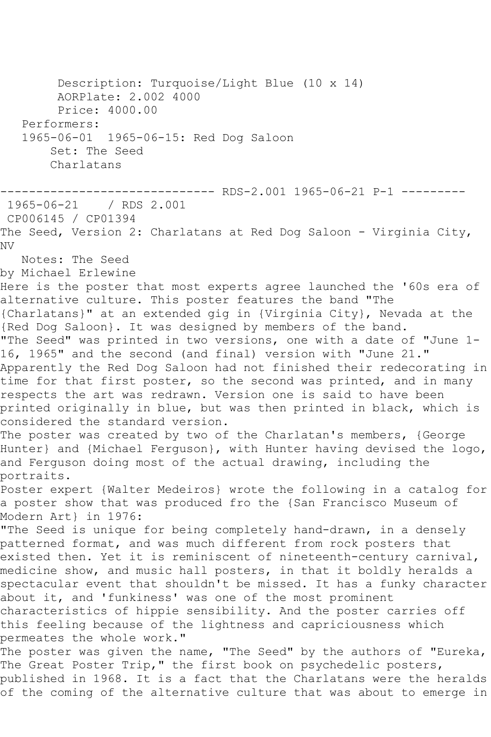Description: Turquoise/Light Blue (10 x 14)
AORPlate: 2.002 4000
Price: 4000.00

Performers:
1965-06-01 1965-06-15: Red Dog Saloon
Set: The Seed
Charlatans

------------------------------ RDS-2.001 1965-06-21 P-1 ---------

1965-06-21 / RDS 2.001
CP006145 / CP01394

The Seed, Version 2: Charlatans at Red Dog Saloon - Virginia City, NV

Notes: The Seed
by Michael Erlewine

Here is the poster that most experts agree launched the '60s era of alternative culture. This poster features the band "The {Charlatans}" at an extended gig in {Virginia City}, Nevada at the {Red Dog Saloon}. It was designed by members of the band.

"The Seed" was printed in two versions, one with a date of "June 1-16, 1965" and the second (and final) version with "June 21." Apparently the Red Dog Saloon had not finished their redecorating in time for that first poster, so the second was printed, and in many respects the art was redrawn. Version one is said to have been printed originally in blue, but was then printed in black, which is considered the standard version.

The poster was created by two of the Charlatan's members, {George Hunter} and {Michael Ferguson}, with Hunter having devised the logo, and Ferguson doing most of the actual drawing, including the portraits.

Poster expert {Walter Medeiros} wrote the following in a catalog for a poster show that was produced fro the {San Francisco Museum of Modern Art} in 1976:

"The Seed is unique for being completely hand-drawn, in a densely patterned format, and was much different from rock posters that existed then. Yet it is reminiscent of nineteenth-century carnival, medicine show, and music hall posters, in that it boldly heralds a spectacular event that shouldn't be missed. It has a funky character about it, and 'funkiness' was one of the most prominent characteristics of hippie sensibility. And the poster carries off this feeling because of the lightness and capriciousness which permeates the whole work."

The poster was given the name, "The Seed" by the authors of "Eureka, The Great Poster Trip," the first book on psychedelic posters, published in 1968. It is a fact that the Charlatans were the heralds of the coming of the alternative culture that was about to emerge in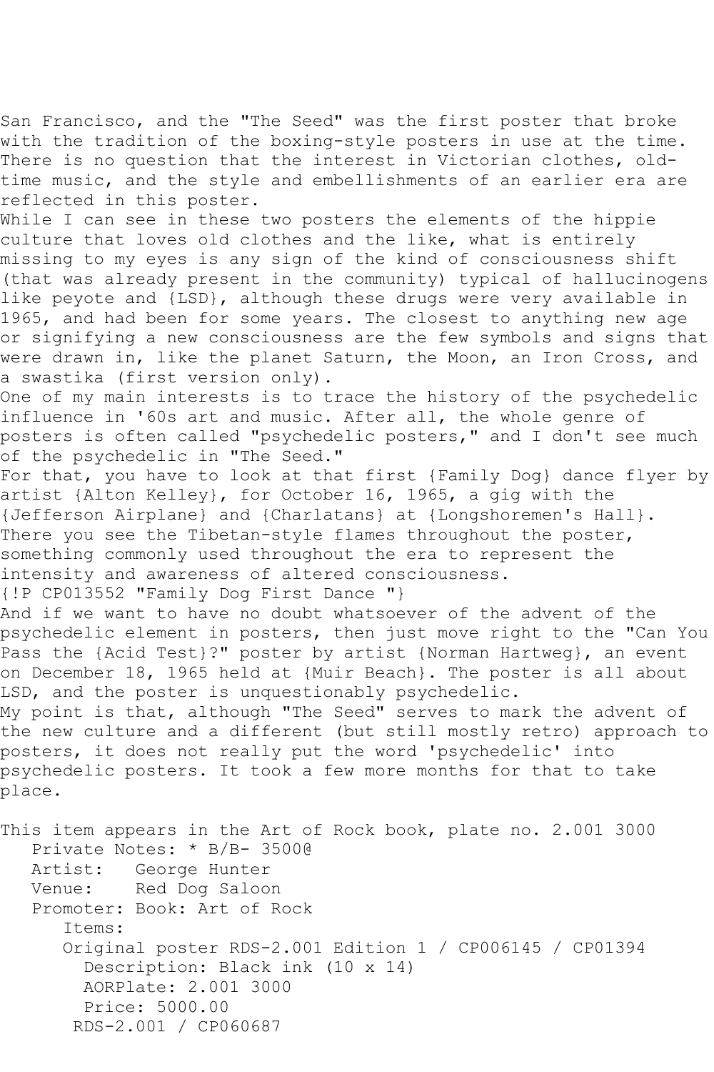San Francisco, and the "The Seed" was the first poster that broke with the tradition of the boxing-style posters in use at the time. There is no question that the interest in Victorian clothes, old-time music, and the style and embellishments of an earlier era are reflected in this poster.

While I can see in these two posters the elements of the hippie culture that loves old clothes and the like, what is entirely missing to my eyes is any sign of the kind of consciousness shift (that was already present in the community) typical of hallucinogens like peyote and {LSD}, although these drugs were very available in 1965, and had been for some years. The closest to anything new age or signifying a new consciousness are the few symbols and signs that were drawn in, like the planet Saturn, the Moon, an Iron Cross, and a swastika (first version only).

One of my main interests is to trace the history of the psychedelic influence in '60s art and music. After all, the whole genre of posters is often called "psychedelic posters," and I don't see much of the psychedelic in "The Seed."

For that, you have to look at that first {Family Dog} dance flyer by artist {Alton Kelley}, for October 16, 1965, a gig with the {Jefferson Airplane} and {Charlatans} at {Longshoremen's Hall}. There you see the Tibetan-style flames throughout the poster, something commonly used throughout the era to represent the intensity and awareness of altered consciousness.

{!P CP013552 "Family Dog First Dance "}

And if we want to have no doubt whatsoever of the advent of the psychedelic element in posters, then just move right to the "Can You Pass the {Acid Test}?" poster by artist {Norman Hartweg}, an event on December 18, 1965 held at {Muir Beach}. The poster is all about LSD, and the poster is unquestionably psychedelic.

My point is that, although "The Seed" serves to mark the advent of the new culture and a different (but still mostly retro) approach to posters, it does not really put the word 'psychedelic' into psychedelic posters. It took a few more months for that to take place.

This item appears in the Art of Rock book, plate no. 2.001 3000

Private Notes: * B/B- 3500@
Artist: George Hunter
Venue: Red Dog Saloon
Promoter: Book: Art of Rock

Items:

Original poster RDS-2.001 Edition 1 / CP006145 / CP01394
Description: Black ink (10 x 14)
AORPlate: 2.001 3000
Price: 5000.00

RDS-2.001 / CP060687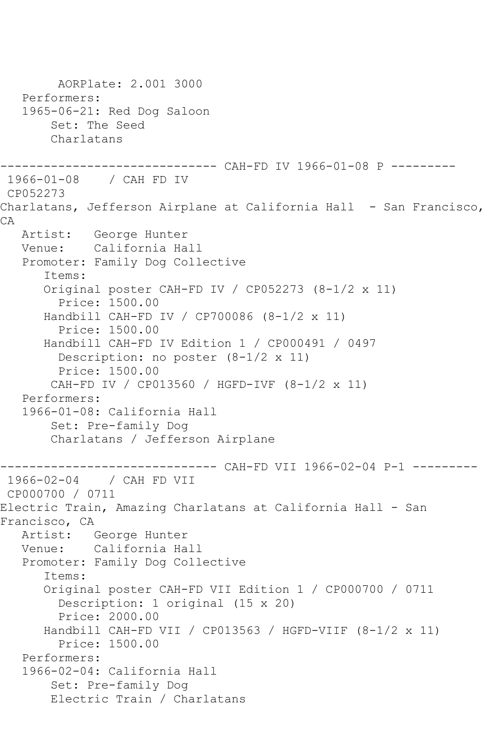```
        AORPlate: 2.001 3000
   Performers:
   1965-06-21: Red Dog Saloon
       Set: The Seed
       Charlatans

------------------------------ CAH-FD IV 1966-01-08 P ---------
 1966-01-08    / CAH FD IV
 CP052273
Charlatans, Jefferson Airplane at California Hall  - San Francisco,
CA
   Artist:   George Hunter
   Venue:    California Hall
   Promoter: Family Dog Collective
      Items:
      Original poster CAH-FD IV / CP052273 (8-1/2 x 11)
        Price: 1500.00
      Handbill CAH-FD IV / CP700086 (8-1/2 x 11)
        Price: 1500.00
      Handbill CAH-FD IV Edition 1 / CP000491 / 0497
        Description: no poster (8-1/2 x 11)
        Price: 1500.00
       CAH-FD IV / CP013560 / HGFD-IVF (8-1/2 x 11)
   Performers:
   1966-01-08: California Hall
       Set: Pre-family Dog
       Charlatans / Jefferson Airplane

------------------------------ CAH-FD VII 1966-02-04 P-1 ---------
 1966-02-04    / CAH FD VII
 CP000700 / 0711
Electric Train, Amazing Charlatans at California Hall - San
Francisco, CA
   Artist:   George Hunter
   Venue:    California Hall
   Promoter: Family Dog Collective
      Items:
      Original poster CAH-FD VII Edition 1 / CP000700 / 0711
        Description: 1 original (15 x 20)
        Price: 2000.00
      Handbill CAH-FD VII / CP013563 / HGFD-VIIF (8-1/2 x 11)
        Price: 1500.00
   Performers:
   1966-02-04: California Hall
       Set: Pre-family Dog
       Electric Train / Charlatans
```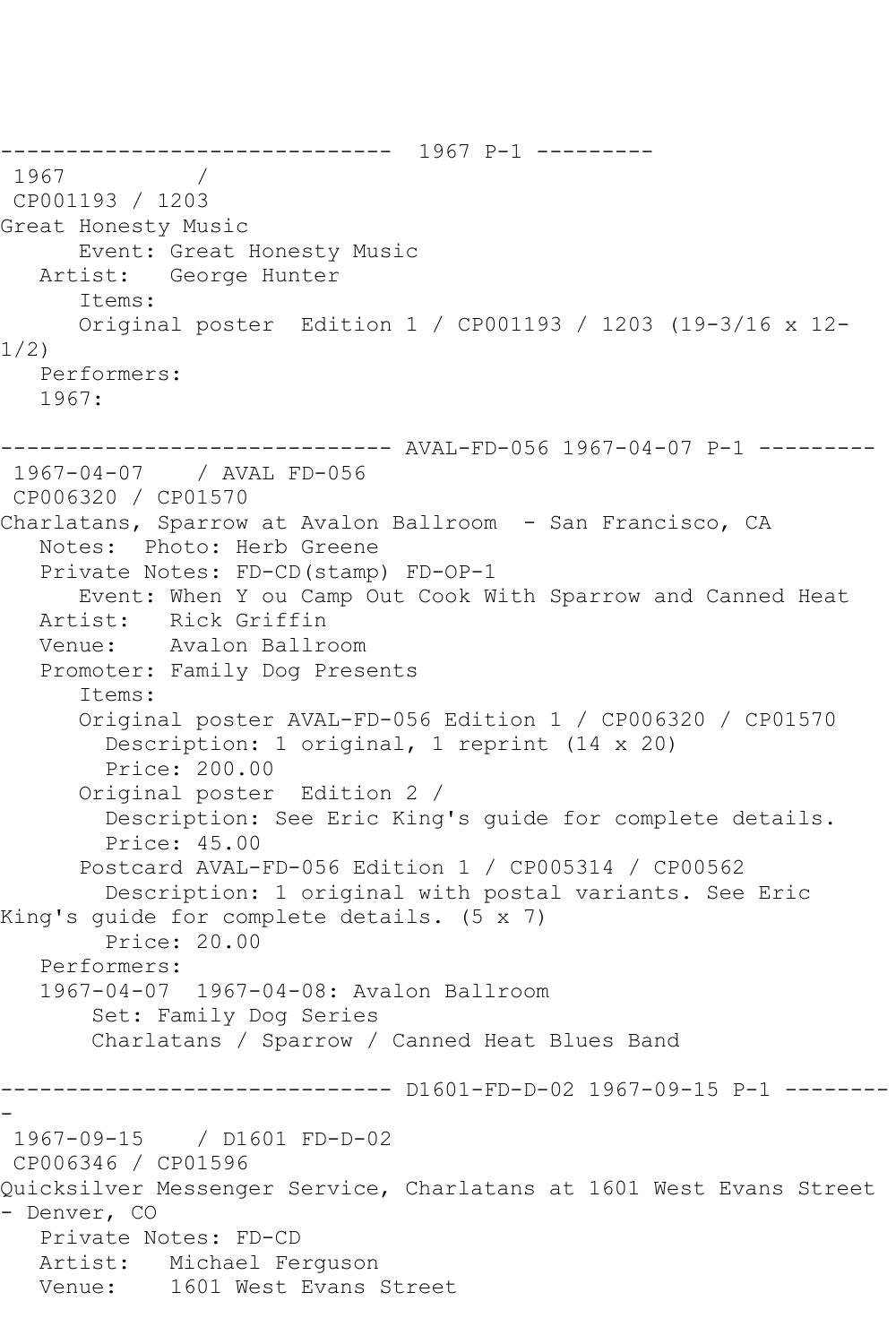------------------------------ 1967 P-1 ---------

1967 /

CP001193 / 1203

Great Honesty Music

Event: Great Honesty Music

Artist: George Hunter

Items:

Original poster Edition 1 / CP001193 / 1203 (19-3/16 x 12-1/2)

Performers:

1967:

------------------------------ AVAL-FD-056 1967-04-07 P-1 ---------

1967-04-07 / AVAL FD-056

CP006320 / CP01570

Charlatans, Sparrow at Avalon Ballroom - San Francisco, CA

Notes: Photo: Herb Greene

Private Notes: FD-CD(stamp) FD-OP-1

Event: When Y ou Camp Out Cook With Sparrow and Canned Heat

Artist: Rick Griffin

Venue: Avalon Ballroom

Promoter: Family Dog Presents

Items:

Original poster AVAL-FD-056 Edition 1 / CP006320 / CP01570

Description: 1 original, 1 reprint (14 x 20)

Price: 200.00

Original poster Edition 2 /

Description: See Eric King's guide for complete details.

Price: 45.00

Postcard AVAL-FD-056 Edition 1 / CP005314 / CP00562

Description: 1 original with postal variants. See Eric King's guide for complete details. (5 x 7)

Price: 20.00

Performers:

1967-04-07 1967-04-08: Avalon Ballroom

Set: Family Dog Series

Charlatans / Sparrow / Canned Heat Blues Band

------------------------------ D1601-FD-D-02 1967-09-15 P-1 ---------

1967-09-15 / D1601 FD-D-02

CP006346 / CP01596

Quicksilver Messenger Service, Charlatans at 1601 West Evans Street - Denver, CO

Private Notes: FD-CD

Artist: Michael Ferguson

Venue: 1601 West Evans Street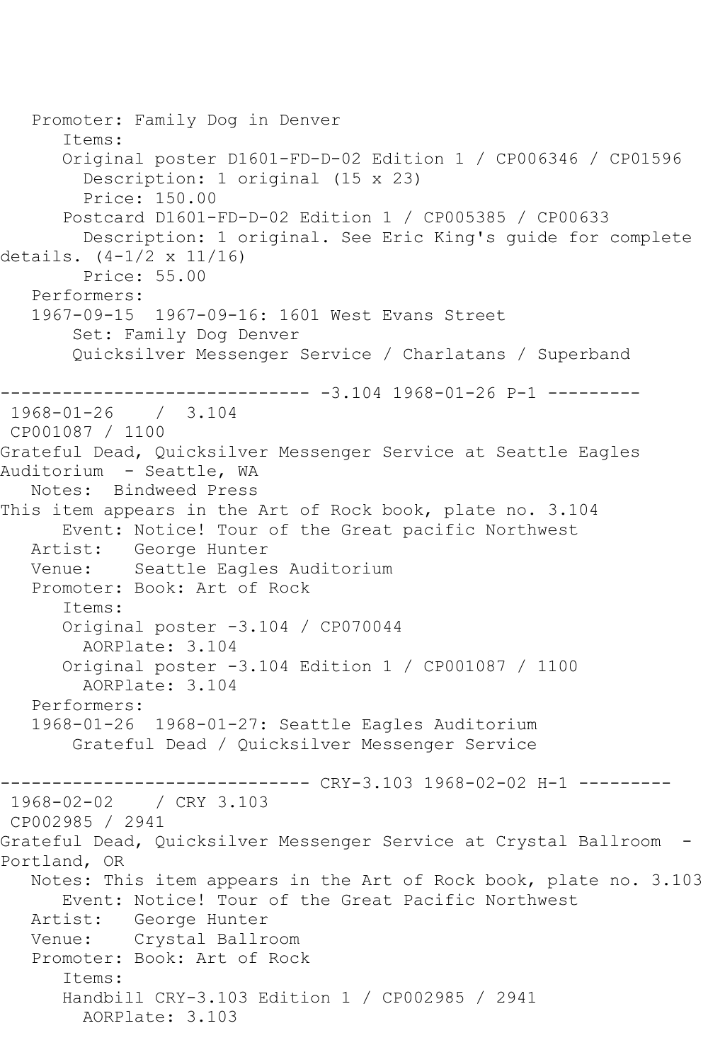Promoter: Family Dog in Denver
Items:
Original poster D1601-FD-D-02 Edition 1 / CP006346 / CP01596
Description: 1 original (15 x 23)
Price: 150.00
Postcard D1601-FD-D-02 Edition 1 / CP005385 / CP00633
Description: 1 original. See Eric King's guide for complete details. (4-1/2 x 11/16)
Price: 55.00
Performers:
1967-09-15 1967-09-16: 1601 West Evans Street
Set: Family Dog Denver
Quicksilver Messenger Service / Charlatans / Superband

------------------------------ -3.104 1968-01-26 P-1 ---------

1968-01-26 / 3.104
CP001087 / 1100
Grateful Dead, Quicksilver Messenger Service at Seattle Eagles Auditorium - Seattle, WA
Notes: Bindweed Press
This item appears in the Art of Rock book, plate no. 3.104
Event: Notice! Tour of the Great pacific Northwest
Artist: George Hunter
Venue: Seattle Eagles Auditorium
Promoter: Book: Art of Rock
Items:
Original poster -3.104 / CP070044
AORPlate: 3.104
Original poster -3.104 Edition 1 / CP001087 / 1100
AORPlate: 3.104
Performers:
1968-01-26 1968-01-27: Seattle Eagles Auditorium
Grateful Dead / Quicksilver Messenger Service

------------------------------ CRY-3.103 1968-02-02 H-1 ---------

1968-02-02 / CRY 3.103
CP002985 / 2941
Grateful Dead, Quicksilver Messenger Service at Crystal Ballroom - Portland, OR
Notes: This item appears in the Art of Rock book, plate no. 3.103
Event: Notice! Tour of the Great Pacific Northwest
Artist: George Hunter
Venue: Crystal Ballroom
Promoter: Book: Art of Rock
Items:
Handbill CRY-3.103 Edition 1 / CP002985 / 2941
AORPlate: 3.103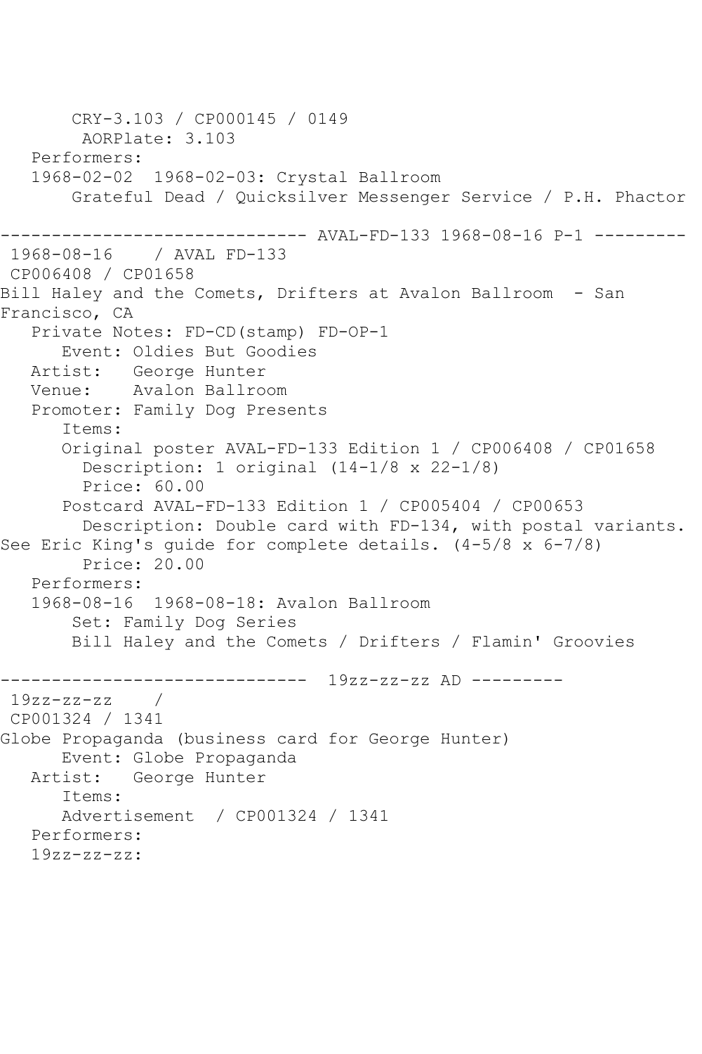```
      CRY-3.103 / CP000145 / 0149
        AORPlate: 3.103
   Performers:
   1968-02-02  1968-02-03: Crystal Ballroom
       Grateful Dead / Quicksilver Messenger Service / P.H. Phactor

------------------------------ AVAL-FD-133 1968-08-16 P-1 ---------
 1968-08-16    / AVAL FD-133
 CP006408 / CP01658
Bill Haley and the Comets, Drifters at Avalon Ballroom  - San
Francisco, CA
   Private Notes: FD-CD(stamp) FD-OP-1
      Event: Oldies But Goodies
   Artist:   George Hunter
   Venue:    Avalon Ballroom
   Promoter: Family Dog Presents
      Items:
      Original poster AVAL-FD-133 Edition 1 / CP006408 / CP01658
        Description: 1 original (14-1/8 x 22-1/8)
        Price: 60.00
      Postcard AVAL-FD-133 Edition 1 / CP005404 / CP00653
        Description: Double card with FD-134, with postal variants.
See Eric King's guide for complete details. (4-5/8 x 6-7/8)
        Price: 20.00
   Performers:
   1968-08-16  1968-08-18: Avalon Ballroom
       Set: Family Dog Series
       Bill Haley and the Comets / Drifters / Flamin' Groovies

------------------------------  19zz-zz-zz AD ---------
 19zz-zz-zz    /
 CP001324 / 1341
Globe Propaganda (business card for George Hunter)
      Event: Globe Propaganda
   Artist:   George Hunter
      Items:
      Advertisement  / CP001324 / 1341
   Performers:
   19zz-zz-zz:
```